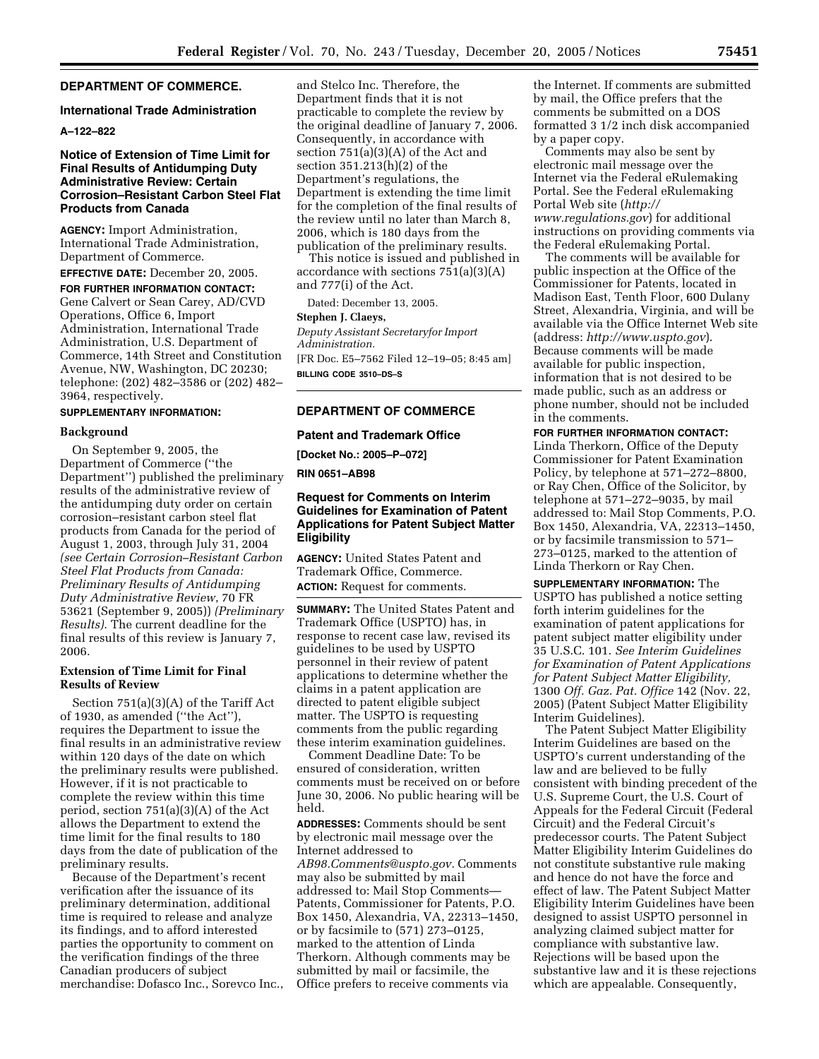## DEPARTMENT OF COMMERCE.

### International Trade Administration

**A–122–822**

### Notice of Extension of Time Limit for Final Results of Antidumping Duty Administrative Review: Certain Corrosion–Resistant Carbon Steel Flat Products from Canada

**AGENCY:** Import Administration, International Trade Administration, Department of Commerce.

**EFFECTIVE DATE:** December 20, 2005.

**FOR FURTHER INFORMATION CONTACT:** Gene Calvert or Sean Carey, AD/CVD Operations, Office 6, Import Administration, International Trade Administration, U.S. Department of Commerce, 14th Street and Constitution Avenue, NW, Washington, DC 20230; telephone: (202) 482–3586 or (202) 482–3964, respectively.

**SUPPLEMENTARY INFORMATION:**

**Background**

On September 9, 2005, the Department of Commerce (''the Department'') published the preliminary results of the administrative review of the antidumping duty order on certain corrosion–resistant carbon steel flat products from Canada for the period of August 1, 2003, through July 31, 2004 *(see Certain Corrosion–Resistant Carbon Steel Flat Products from Canada: Preliminary Results of Antidumping Duty Administrative Review*, 70 FR 53621 (September 9, 2005)) *(Preliminary Results)*. The current deadline for the final results of this review is January 7, 2006.

**Extension of Time Limit for Final Results of Review**

Section 751(a)(3)(A) of the Tariff Act of 1930, as amended (''the Act''), requires the Department to issue the final results in an administrative review within 120 days of the date on which the preliminary results were published. However, if it is not practicable to complete the review within this time period, section 751(a)(3)(A) of the Act allows the Department to extend the time limit for the final results to 180 days from the date of publication of the preliminary results.

Because of the Department's recent verification after the issuance of its preliminary determination, additional time is required to release and analyze its findings, and to afford interested parties the opportunity to comment on the verification findings of the three Canadian producers of subject merchandise: Dofasco Inc., Sorevco Inc., and Stelco Inc. Therefore, the Department finds that it is not practicable to complete the review by the original deadline of January 7, 2006. Consequently, in accordance with section 751(a)(3)(A) of the Act and section 351.213(h)(2) of the Department's regulations, the Department is extending the time limit for the completion of the final results of the review until no later than March 8, 2006, which is 180 days from the publication of the preliminary results.

This notice is issued and published in accordance with sections 751(a)(3)(A) and 777(i) of the Act.

Dated: December 13, 2005.

**Stephen J. Claeys,**

*Deputy Assistant Secretaryfor Import Administration.*

[FR Doc. E5–7562 Filed 12–19–05; 8:45 am]

**BILLING CODE 3510–DS–S**

## DEPARTMENT OF COMMERCE

### Patent and Trademark Office

**[Docket No.: 2005–P–072]**

**RIN 0651–AB98**

### Request for Comments on Interim Guidelines for Examination of Patent Applications for Patent Subject Matter Eligibility

**AGENCY:** United States Patent and Trademark Office, Commerce.

**ACTION:** Request for comments.

**SUMMARY:** The United States Patent and Trademark Office (USPTO) has, in response to recent case law, revised its guidelines to be used by USPTO personnel in their review of patent applications to determine whether the claims in a patent application are directed to patent eligible subject matter. The USPTO is requesting comments from the public regarding these interim examination guidelines.

Comment Deadline Date: To be ensured of consideration, written comments must be received on or before June 30, 2006. No public hearing will be held.

**ADDRESSES:** Comments should be sent by electronic mail message over the Internet addressed to *AB98.Comments@uspto.gov*. Comments may also be submitted by mail addressed to: Mail Stop Comments—Patents, Commissioner for Patents, P.O. Box 1450, Alexandria, VA, 22313–1450, or by facsimile to (571) 273–0125, marked to the attention of Linda Therkorn. Although comments may be submitted by mail or facsimile, the Office prefers to receive comments via the Internet. If comments are submitted by mail, the Office prefers that the comments be submitted on a DOS formatted 3 1/2 inch disk accompanied by a paper copy.

Comments may also be sent by electronic mail message over the Internet via the Federal eRulemaking Portal. See the Federal eRulemaking Portal Web site (*http://www.regulations.gov*) for additional instructions on providing comments via the Federal eRulemaking Portal.

The comments will be available for public inspection at the Office of the Commissioner for Patents, located in Madison East, Tenth Floor, 600 Dulany Street, Alexandria, Virginia, and will be available via the Office Internet Web site (address: *http://www.uspto.gov*). Because comments will be made available for public inspection, information that is not desired to be made public, such as an address or phone number, should not be included in the comments.

**FOR FURTHER INFORMATION CONTACT:** Linda Therkorn, Office of the Deputy Commissioner for Patent Examination Policy, by telephone at 571–272–8800, or Ray Chen, Office of the Solicitor, by telephone at 571–272–9035, by mail addressed to: Mail Stop Comments, P.O. Box 1450, Alexandria, VA, 22313–1450, or by facsimile transmission to 571–273–0125, marked to the attention of Linda Therkorn or Ray Chen.

**SUPPLEMENTARY INFORMATION:** The USPTO has published a notice setting forth interim guidelines for the examination of patent applications for patent subject matter eligibility under 35 U.S.C. 101. *See Interim Guidelines for Examination of Patent Applications for Patent Subject Matter Eligibility,* 1300 *Off. Gaz. Pat. Office* 142 (Nov. 22, 2005) (Patent Subject Matter Eligibility Interim Guidelines).

The Patent Subject Matter Eligibility Interim Guidelines are based on the USPTO's current understanding of the law and are believed to be fully consistent with binding precedent of the U.S. Supreme Court, the U.S. Court of Appeals for the Federal Circuit (Federal Circuit) and the Federal Circuit's predecessor courts. The Patent Subject Matter Eligibility Interim Guidelines do not constitute substantive rule making and hence do not have the force and effect of law. The Patent Subject Matter Eligibility Interim Guidelines have been designed to assist USPTO personnel in analyzing claimed subject matter for compliance with substantive law. Rejections will be based upon the substantive law and it is these rejections which are appealable. Consequently,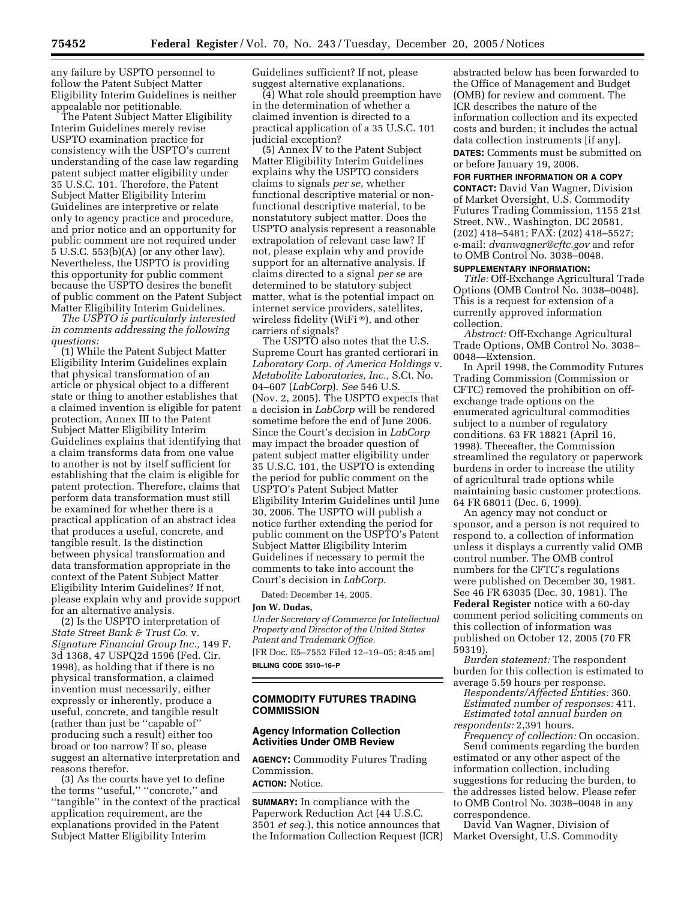any failure by USPTO personnel to follow the Patent Subject Matter Eligibility Interim Guidelines is neither appealable nor petitionable.

The Patent Subject Matter Eligibility Interim Guidelines merely revise USPTO examination practice for consistency with the USPTO's current understanding of the case law regarding patent subject matter eligibility under 35 U.S.C. 101. Therefore, the Patent Subject Matter Eligibility Interim Guidelines are interpretive or relate only to agency practice and procedure, and prior notice and an opportunity for public comment are not required under 5 U.S.C. 553(b)(A) (or any other law). Nevertheless, the USPTO is providing this opportunity for public comment because the USPTO desires the benefit of public comment on the Patent Subject Matter Eligibility Interim Guidelines.

*The USPTO is particularly interested in comments addressing the following questions:*

(1) While the Patent Subject Matter Eligibility Interim Guidelines explain that physical transformation of an article or physical object to a different state or thing to another establishes that a claimed invention is eligible for patent protection, Annex III to the Patent Subject Matter Eligibility Interim Guidelines explains that identifying that a claim transforms data from one value to another is not by itself sufficient for establishing that the claim is eligible for patent protection. Therefore, claims that perform data transformation must still be examined for whether there is a practical application of an abstract idea that produces a useful, concrete, and tangible result. Is the distinction between physical transformation and data transformation appropriate in the context of the Patent Subject Matter Eligibility Interim Guidelines? If not, please explain why and provide support for an alternative analysis.

(2) Is the USPTO interpretation of *State Street Bank & Trust Co.* v. *Signature Financial Group Inc.,* 149 F. 3d 1368, 47 USPQ2d 1596 (Fed. Cir. 1998), as holding that if there is no physical transformation, a claimed invention must necessarily, either expressly or inherently, produce a useful, concrete, and tangible result (rather than just be ''capable of'' producing such a result) either too broad or too narrow? If so, please suggest an alternative interpretation and reasons therefor.

(3) As the courts have yet to define the terms ''useful,'' ''concrete,'' and ''tangible'' in the context of the practical application requirement, are the explanations provided in the Patent Subject Matter Eligibility Interim Guidelines sufficient? If not, please suggest alternative explanations.

(4) What role should preemption have in the determination of whether a claimed invention is directed to a practical application of a 35 U.S.C. 101 judicial exception?

(5) Annex IV to the Patent Subject Matter Eligibility Interim Guidelines explains why the USPTO considers claims to signals *per se*, whether functional descriptive material or non-functional descriptive material, to be nonstatutory subject matter. Does the USPTO analysis represent a reasonable extrapolation of relevant case law? If not, please explain why and provide support for an alternative analysis. If claims directed to a signal *per se* are determined to be statutory subject matter, what is the potential impact on internet service providers, satellites, wireless fidelity (WiFi ®), and other carriers of signals?

The USPTO also notes that the U.S. Supreme Court has granted certiorari in *Laboratory Corp. of America Holdings* v. *Metabolite Laboratories, Inc.,* S.Ct. No. 04–607 (*LabCorp*). *See* 546 U.S. ____ (Nov. 2, 2005). The USPTO expects that a decision in *LabCorp* will be rendered sometime before the end of June 2006. Since the Court's decision in *LabCorp* may impact the broader question of patent subject matter eligibility under 35 U.S.C. 101, the USPTO is extending the period for public comment on the USPTO's Patent Subject Matter Eligibility Interim Guidelines until June 30, 2006. The USPTO will publish a notice further extending the period for public comment on the USPTO's Patent Subject Matter Eligibility Interim Guidelines if necessary to permit the comments to take into account the Court's decision in *LabCorp.*

Dated: December 14, 2005.

**Jon W. Dudas,**

*Under Secretary of Commerce for Intellectual Property and Director of the United States Patent and Trademark Office.*

[FR Doc. E5–7552 Filed 12–19–05; 8:45 am]

**BILLING CODE 3510–16–P**

## COMMODITY FUTURES TRADING COMMISSION

### Agency Information Collection Activities Under OMB Review

**AGENCY:** Commodity Futures Trading Commission.

**ACTION:** Notice.

**SUMMARY:** In compliance with the Paperwork Reduction Act (44 U.S.C. 3501 *et seq.*), this notice announces that the Information Collection Request (ICR) abstracted below has been forwarded to the Office of Management and Budget (OMB) for review and comment. The ICR describes the nature of the information collection and its expected costs and burden; it includes the actual data collection instruments [if any].

**DATES:** Comments must be submitted on or before January 19, 2006.

**FOR FURTHER INFORMATION OR A COPY CONTACT:** David Van Wagner, Division of Market Oversight, U.S. Commodity Futures Trading Commission, 1155 21st Street, NW., Washington, DC 20581, (202) 418–5481; FAX: (202) 418–5527; e-mail: *dvanwagner@cftc.gov* and refer to OMB Control No. 3038–0048.

**SUPPLEMENTARY INFORMATION:**

*Title:* Off-Exchange Agricultural Trade Options (OMB Control No. 3038–0048). This is a request for extension of a currently approved information collection.

*Abstract:* Off-Exchange Agricultural Trade Options, OMB Control No. 3038–0048—Extension.

In April 1998, the Commodity Futures Trading Commission (Commission or CFTC) removed the prohibition on off-exchange trade options on the enumerated agricultural commodities subject to a number of regulatory conditions. 63 FR 18821 (April 16, 1998). Thereafter, the Commission streamlined the regulatory or paperwork burdens in order to increase the utility of agricultural trade options while maintaining basic customer protections. 64 FR 68011 (Dec. 6, 1999).

An agency may not conduct or sponsor, and a person is not required to respond to, a collection of information unless it displays a currently valid OMB control number. The OMB control numbers for the CFTC's regulations were published on December 30, 1981. See 46 FR 63035 (Dec. 30, 1981). The **Federal Register** notice with a 60-day comment period soliciting comments on this collection of information was published on October 12, 2005 (70 FR 59319).

*Burden statement:* The respondent burden for this collection is estimated to average 5.59 hours per response.

*Respondents/Affected Entities:* 360.

*Estimated number of responses:* 411.

*Estimated total annual burden on respondents:* 2,391 hours.

*Frequency of collection:* On occasion.

Send comments regarding the burden estimated or any other aspect of the information collection, including suggestions for reducing the burden, to the addresses listed below. Please refer to OMB Control No. 3038–0048 in any correspondence.

David Van Wagner, Division of Market Oversight, U.S. Commodity